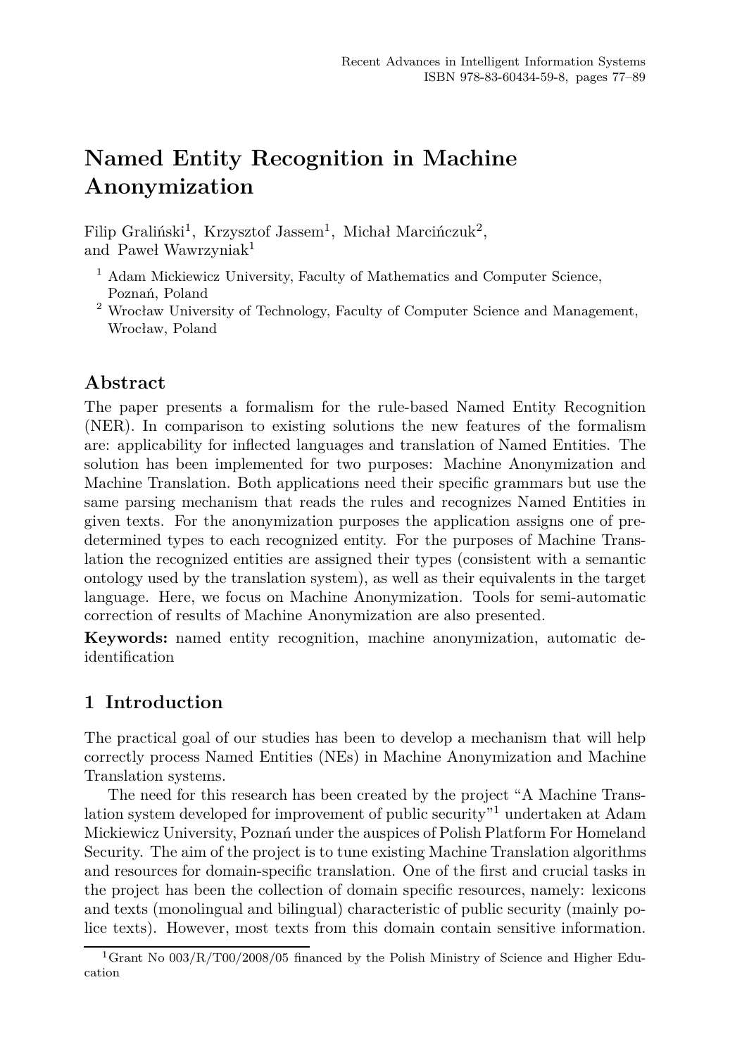# Named Entity Recognition in Machine Anonymization

Filip Graliński[1], Krzysztof Jassem[1], Michał Marcińczuk[2], and Paweł Wawrzyniak[1]

[1] Adam Mickiewicz University, Faculty of Mathematics and Computer Science, Poznań, Poland

[2] Wrocław University of Technology, Faculty of Computer Science and Management, Wrocław, Poland

## Abstract

The paper presents a formalism for the rule-based Named Entity Recognition (NER). In comparison to existing solutions the new features of the formalism are: applicability for inflected languages and translation of Named Entities. The solution has been implemented for two purposes: Machine Anonymization and Machine Translation. Both applications need their specific grammars but use the same parsing mechanism that reads the rules and recognizes Named Entities in given texts. For the anonymization purposes the application assigns one of predetermined types to each recognized entity. For the purposes of Machine Translation the recognized entities are assigned their types (consistent with a semantic ontology used by the translation system), as well as their equivalents in the target language. Here, we focus on Machine Anonymization. Tools for semi-automatic correction of results of Machine Anonymization are also presented.

**Keywords:** named entity recognition, machine anonymization, automatic de-identification

## 1 Introduction

The practical goal of our studies has been to develop a mechanism that will help correctly process Named Entities (NEs) in Machine Anonymization and Machine Translation systems.

The need for this research has been created by the project "A Machine Translation system developed for improvement of public security"[1] undertaken at Adam Mickiewicz University, Poznań under the auspices of Polish Platform For Homeland Security. The aim of the project is to tune existing Machine Translation algorithms and resources for domain-specific translation. One of the first and crucial tasks in the project has been the collection of domain specific resources, namely: lexicons and texts (monolingual and bilingual) characteristic of public security (mainly police texts). However, most texts from this domain contain sensitive information.

[1] Grant No 003/R/T00/2008/05 financed by the Polish Ministry of Science and Higher Education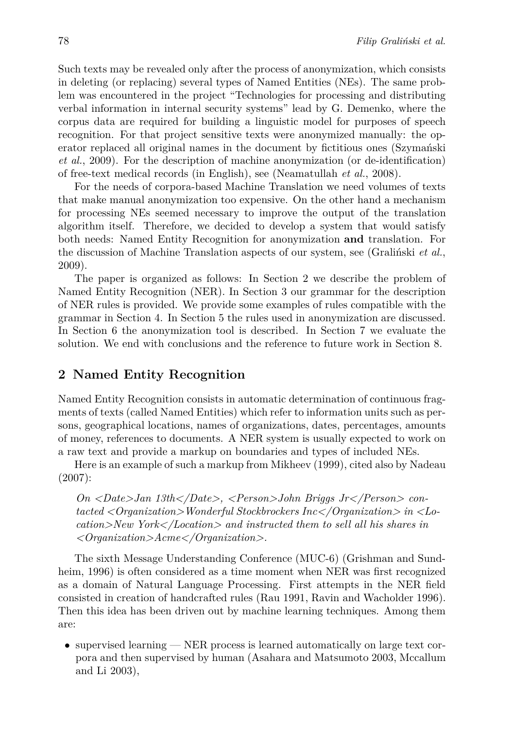Such texts may be revealed only after the process of anonymization, which consists in deleting (or replacing) several types of Named Entities (NEs). The same problem was encountered in the project "Technologies for processing and distributing verbal information in internal security systems" lead by G. Demenko, where the corpus data are required for building a linguistic model for purposes of speech recognition. For that project sensitive texts were anonymized manually: the operator replaced all original names in the document by fictitious ones (Szymański *et al.*, 2009). For the description of machine anonymization (or de-identification) of free-text medical records (in English), see (Neamatullah *et al.*, 2008).

For the needs of corpora-based Machine Translation we need volumes of texts that make manual anonymization too expensive. On the other hand a mechanism for processing NEs seemed necessary to improve the output of the translation algorithm itself. Therefore, we decided to develop a system that would satisfy both needs: Named Entity Recognition for anonymization **and** translation. For the discussion of Machine Translation aspects of our system, see (Graliński *et al.*, 2009).

The paper is organized as follows: In Section 2 we describe the problem of Named Entity Recognition (NER). In Section 3 our grammar for the description of NER rules is provided. We provide some examples of rules compatible with the grammar in Section 4. In Section 5 the rules used in anonymization are discussed. In Section 6 the anonymization tool is described. In Section 7 we evaluate the solution. We end with conclusions and the reference to future work in Section 8.

## 2 Named Entity Recognition

Named Entity Recognition consists in automatic determination of continuous fragments of texts (called Named Entities) which refer to information units such as persons, geographical locations, names of organizations, dates, percentages, amounts of money, references to documents. A NER system is usually expected to work on a raw text and provide a markup on boundaries and types of included NEs.

Here is an example of such a markup from Mikheev (1999), cited also by Nadeau (2007):

> *On <Date>Jan 13th</Date>, <Person>John Briggs Jr</Person> contacted <Organization>Wonderful Stockbrockers Inc</Organization> in <Location>New York</Location> and instructed them to sell all his shares in <Organization>Acme</Organization>.*

The sixth Message Understanding Conference (MUC-6) (Grishman and Sundheim, 1996) is often considered as a time moment when NER was first recognized as a domain of Natural Language Processing. First attempts in the NER field consisted in creation of handcrafted rules (Rau 1991, Ravin and Wacholder 1996). Then this idea has been driven out by machine learning techniques. Among them are:

- supervised learning — NER process is learned automatically on large text corpora and then supervised by human (Asahara and Matsumoto 2003, Mccallum and Li 2003),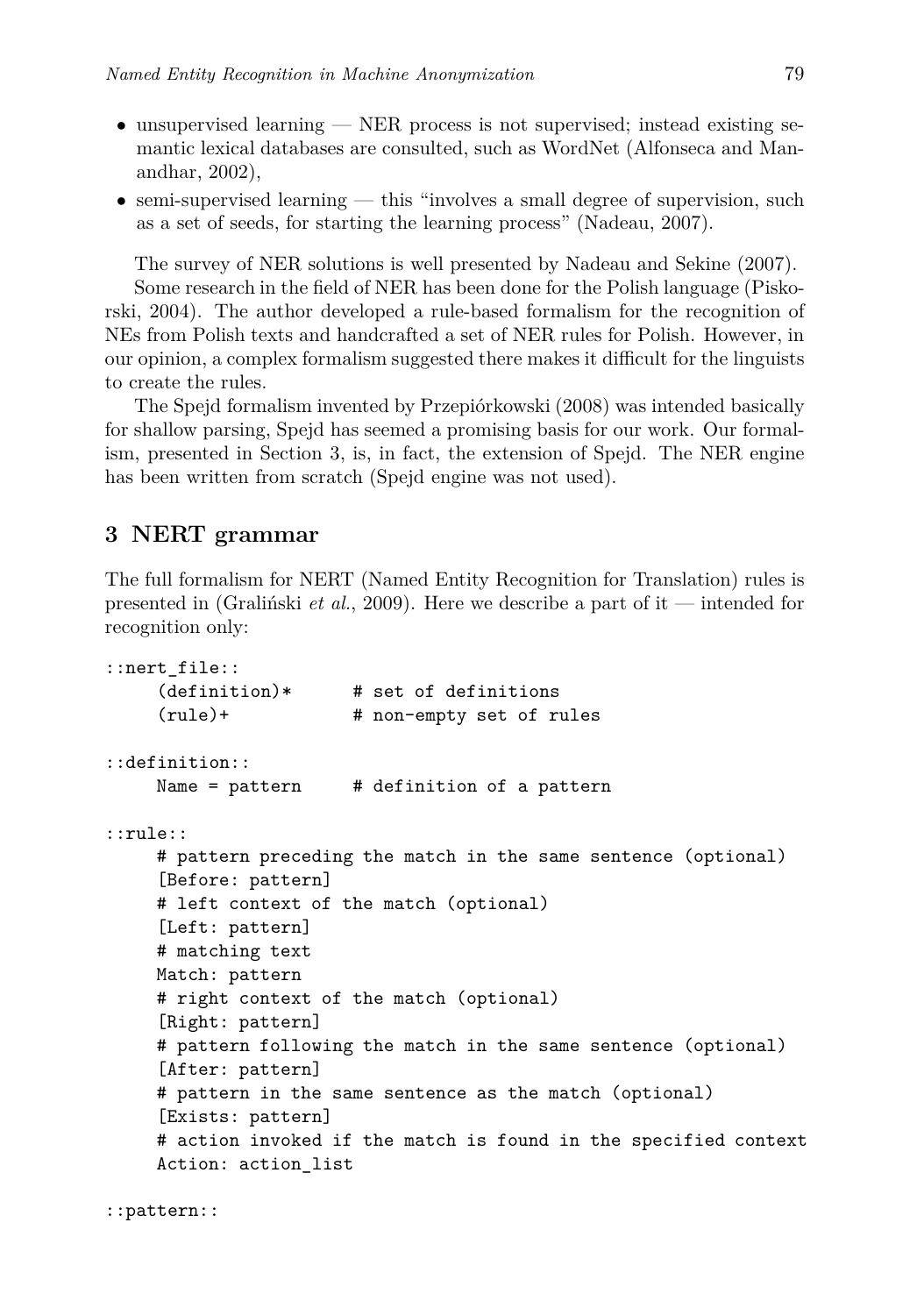- unsupervised learning — NER process is not supervised; instead existing semantic lexical databases are consulted, such as WordNet (Alfonseca and Manandhar, 2002),
- semi-supervised learning — this "involves a small degree of supervision, such as a set of seeds, for starting the learning process" (Nadeau, 2007).

The survey of NER solutions is well presented by Nadeau and Sekine (2007).

Some research in the field of NER has been done for the Polish language (Piskorski, 2004). The author developed a rule-based formalism for the recognition of NEs from Polish texts and handcrafted a set of NER rules for Polish. However, in our opinion, a complex formalism suggested there makes it difficult for the linguists to create the rules.

The Spejd formalism invented by Przepiórkowski (2008) was intended basically for shallow parsing, Spejd has seemed a promising basis for our work. Our formalism, presented in Section 3, is, in fact, the extension of Spejd. The NER engine has been written from scratch (Spejd engine was not used).

## 3 NERT grammar

The full formalism for NERT (Named Entity Recognition for Translation) rules is presented in (Graliński *et al.*, 2009). Here we describe a part of it — intended for recognition only:

```
::nert_file::
     (definition)*      # set of definitions
     (rule)+            # non-empty set of rules

::definition::
     Name = pattern     # definition of a pattern

::rule::
     # pattern preceding the match in the same sentence (optional)
     [Before: pattern]
     # left context of the match (optional)
     [Left: pattern]
     # matching text
     Match: pattern
     # right context of the match (optional)
     [Right: pattern]
     # pattern following the match in the same sentence (optional)
     [After: pattern]
     # pattern in the same sentence as the match (optional)
     [Exists: pattern]
     # action invoked if the match is found in the specified context
     Action: action_list

::pattern::
```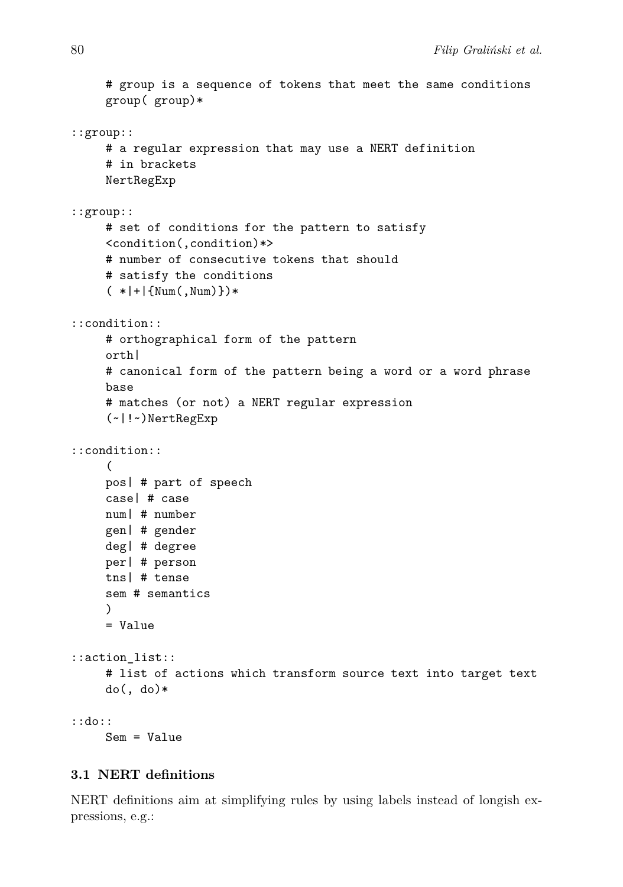```
     # group is a sequence of tokens that meet the same conditions
     group( group)*

::group::
     # a regular expression that may use a NERT definition
     # in brackets
     NertRegExp

::group::
     # set of conditions for the pattern to satisfy
     <condition(,condition)*>
     # number of consecutive tokens that should
     # satisfy the conditions
     ( *|+|{Num(,Num)})*

::condition::
     # orthographical form of the pattern
     orth|
     # canonical form of the pattern being a word or a word phrase
     base
     # matches (or not) a NERT regular expression
     (~|!~)NertRegExp

::condition::
     (
     pos| # part of speech
     case| # case
     num| # number
     gen| # gender
     deg| # degree
     per| # person
     tns| # tense
     sem # semantics
     )
     = Value

::action_list::
     # list of actions which transform source text into target text
     do(, do)*

::do::
     Sem = Value
```

### 3.1 NERT definitions

NERT definitions aim at simplifying rules by using labels instead of longish expressions, e.g.: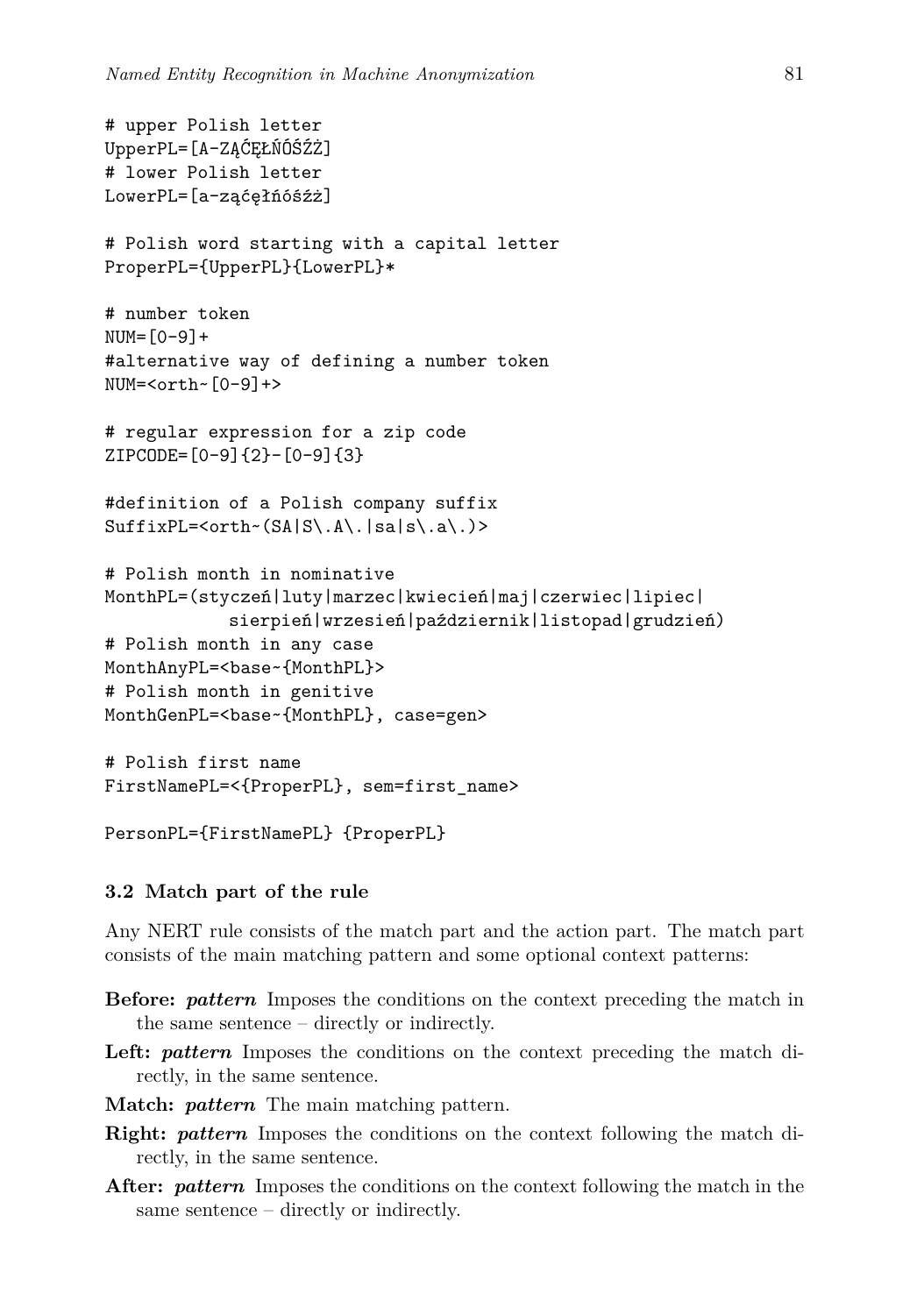```
# upper Polish letter
UpperPL=[A-ZĄĆĘŁŃÓŚŹŻ]
# lower Polish letter
LowerPL=[a-ząćęłńóśźż]

# Polish word starting with a capital letter
ProperPL={UpperPL}{LowerPL}*

# number token
NUM=[0-9]+
#alternative way of defining a number token
NUM=<orth~[0-9]+>

# regular expression for a zip code
ZIPCODE=[0-9]{2}-[0-9]{3}

#definition of a Polish company suffix
SuffixPL=<orth~(SA|S\.A\.|sa|s\.a\.)>

# Polish month in nominative
MonthPL=(styczeń|luty|marzec|kwiecień|maj|czerwiec|lipiec|
           sierpień|wrzesień|październik|listopad|grudzień)
# Polish month in any case
MonthAnyPL=<base~{MonthPL}>
# Polish month in genitive
MonthGenPL=<base~{MonthPL}, case=gen>

# Polish first name
FirstNamePL=<{ProperPL}, sem=first_name>

PersonPL={FirstNamePL} {ProperPL}
```

### 3.2 Match part of the rule

Any NERT rule consists of the match part and the action part. The match part consists of the main matching pattern and some optional context patterns:

- **Before:** ***pattern*** Imposes the conditions on the context preceding the match in the same sentence – directly or indirectly.
- **Left:** ***pattern*** Imposes the conditions on the context preceding the match directly, in the same sentence.
- **Match:** ***pattern*** The main matching pattern.
- **Right:** ***pattern*** Imposes the conditions on the context following the match directly, in the same sentence.
- **After:** ***pattern*** Imposes the conditions on the context following the match in the same sentence – directly or indirectly.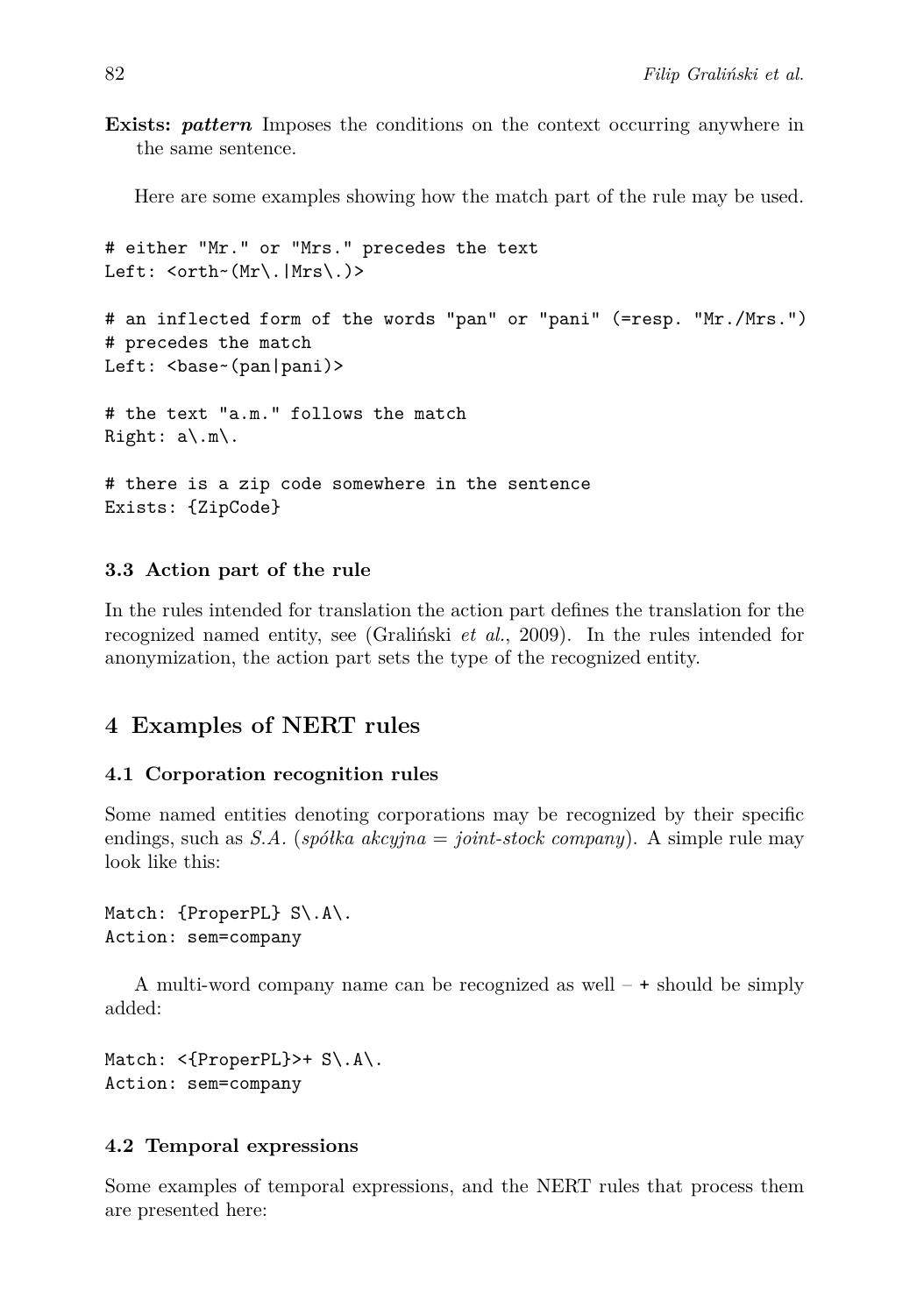**Exists: *pattern*** Imposes the conditions on the context occurring anywhere in the same sentence.

Here are some examples showing how the match part of the rule may be used.

```
# either "Mr." or "Mrs." precedes the text
Left: <orth~(Mr\.|Mrs\.)>

# an inflected form of the words "pan" or "pani" (=resp. "Mr./Mrs.")
# precedes the match
Left: <base~(pan|pani)>

# the text "a.m." follows the match
Right: a\.m\.

# there is a zip code somewhere in the sentence
Exists: {ZipCode}
```

### 3.3 Action part of the rule

In the rules intended for translation the action part defines the translation for the recognized named entity, see (Graliński *et al.*, 2009). In the rules intended for anonymization, the action part sets the type of the recognized entity.

## 4 Examples of NERT rules

### 4.1 Corporation recognition rules

Some named entities denoting corporations may be recognized by their specific endings, such as *S.A.* (*spółka akcyjna* = *joint-stock company*). A simple rule may look like this:

```
Match: {ProperPL} S\.A\.
Action: sem=company
```

A multi-word company name can be recognized as well – `+` should be simply added:

```
Match: <{ProperPL}>+ S\.A\.
Action: sem=company
```

### 4.2 Temporal expressions

Some examples of temporal expressions, and the NERT rules that process them are presented here: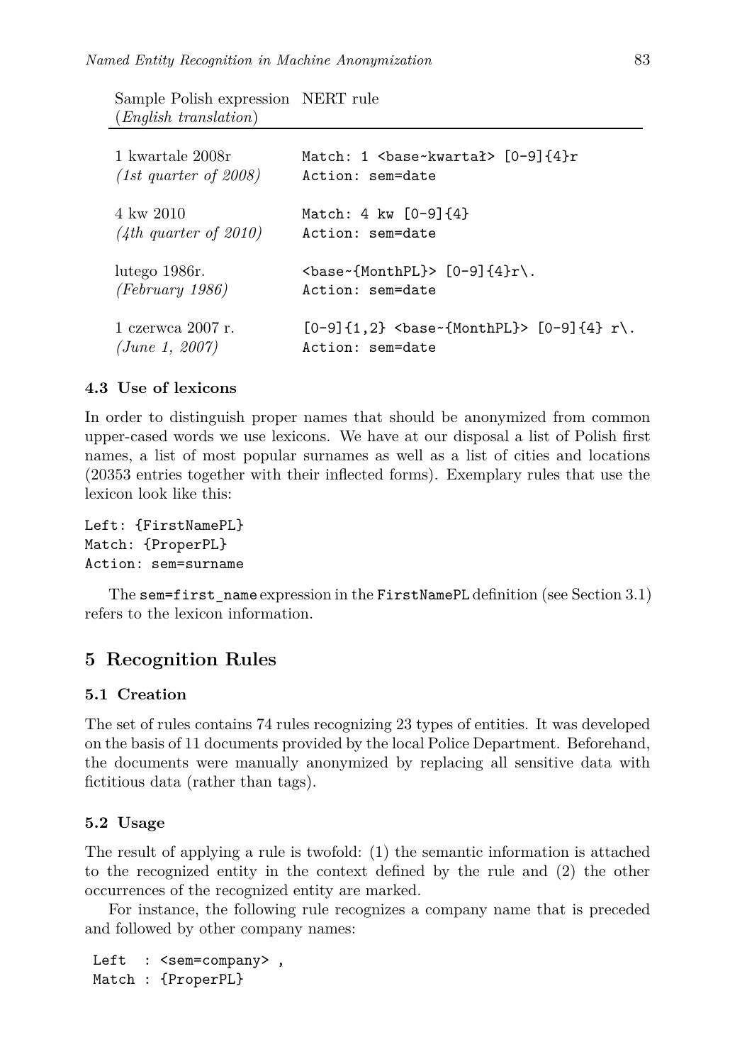| Sample Polish expression (*English translation*) | NERT rule |
| --- | --- |
| 1 kwartale 2008r *(1st quarter of 2008)* | `Match: 1 <base~kwartał> [0-9]{4}r` `Action: sem=date` |
| 4 kw 2010 *(4th quarter of 2010)* | `Match: 4 kw [0-9]{4}` `Action: sem=date` |
| lutego 1986r. *(February 1986)* | `<base~{MonthPL}> [0-9]{4}r\.` `Action: sem=date` |
| 1 czerwca 2007 r. *(June 1, 2007)* | `[0-9]{1,2} <base~{MonthPL}> [0-9]{4} r\.` `Action: sem=date` |

### 4.3 Use of lexicons

In order to distinguish proper names that should be anonymized from common upper-cased words we use lexicons. We have at our disposal a list of Polish first names, a list of most popular surnames as well as a list of cities and locations (20353 entries together with their inflected forms). Exemplary rules that use the lexicon look like this:

```
Left: {FirstNamePL}
Match: {ProperPL}
Action: sem=surname
```

The `sem=first_name` expression in the `FirstNamePL` definition (see Section 3.1) refers to the lexicon information.

## 5 Recognition Rules

### 5.1 Creation

The set of rules contains 74 rules recognizing 23 types of entities. It was developed on the basis of 11 documents provided by the local Police Department. Beforehand, the documents were manually anonymized by replacing all sensitive data with fictitious data (rather than tags).

### 5.2 Usage

The result of applying a rule is twofold: (1) the semantic information is attached to the recognized entity in the context defined by the rule and (2) the other occurrences of the recognized entity are marked.

For instance, the following rule recognizes a company name that is preceded and followed by other company names:

```
Left  : <sem=company> ,
Match : {ProperPL}
```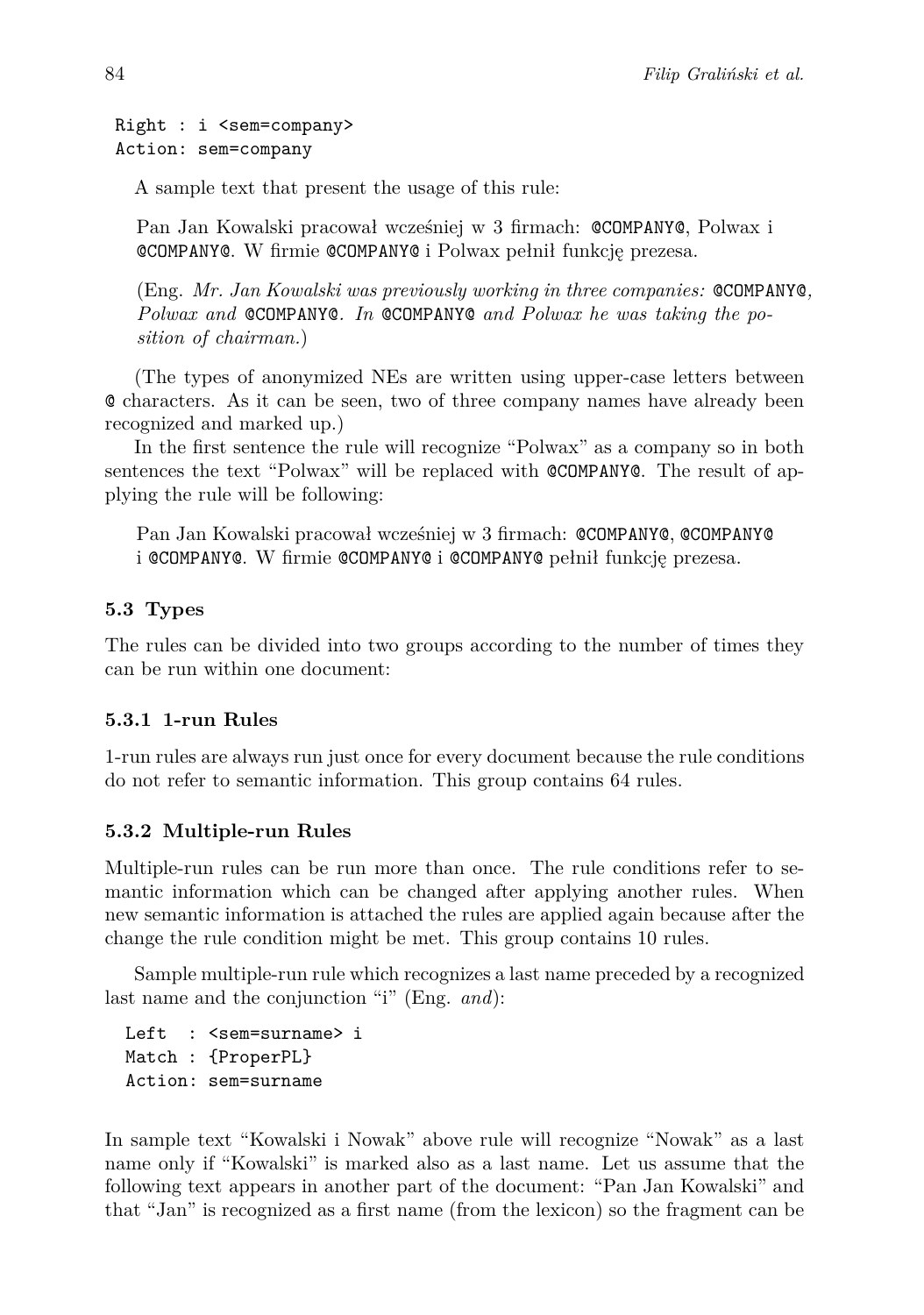```
Right : i <sem=company>
Action: sem=company
```

A sample text that present the usage of this rule:

> Pan Jan Kowalski pracował wcześniej w 3 firmach: `@COMPANY@`, Polwax i `@COMPANY@`. W firmie `@COMPANY@` i Polwax pełnił funkcję prezesa.
>
> (Eng. *Mr. Jan Kowalski was previously working in three companies:* `@COMPANY@`*, Polwax and* `@COMPANY@`*. In* `@COMPANY@` *and Polwax he was taking the position of chairman.*)

(The types of anonymized NEs are written using upper-case letters between `@` characters. As it can be seen, two of three company names have already been recognized and marked up.)

In the first sentence the rule will recognize "Polwax" as a company so in both sentences the text "Polwax" will be replaced with `@COMPANY@`. The result of applying the rule will be following:

> Pan Jan Kowalski pracował wcześniej w 3 firmach: `@COMPANY@`, `@COMPANY@` i `@COMPANY@`. W firmie `@COMPANY@` i `@COMPANY@` pełnił funkcję prezesa.

### 5.3 Types

The rules can be divided into two groups according to the number of times they can be run within one document:

#### 5.3.1 1-run Rules

1-run rules are always run just once for every document because the rule conditions do not refer to semantic information. This group contains 64 rules.

#### 5.3.2 Multiple-run Rules

Multiple-run rules can be run more than once. The rule conditions refer to semantic information which can be changed after applying another rules. When new semantic information is attached the rules are applied again because after the change the rule condition might be met. This group contains 10 rules.

Sample multiple-run rule which recognizes a last name preceded by a recognized last name and the conjunction "i" (Eng. *and*):

```
Left  : <sem=surname> i
Match : {ProperPL}
Action: sem=surname
```

In sample text "Kowalski i Nowak" above rule will recognize "Nowak" as a last name only if "Kowalski" is marked also as a last name. Let us assume that the following text appears in another part of the document: "Pan Jan Kowalski" and that "Jan" is recognized as a first name (from the lexicon) so the fragment can be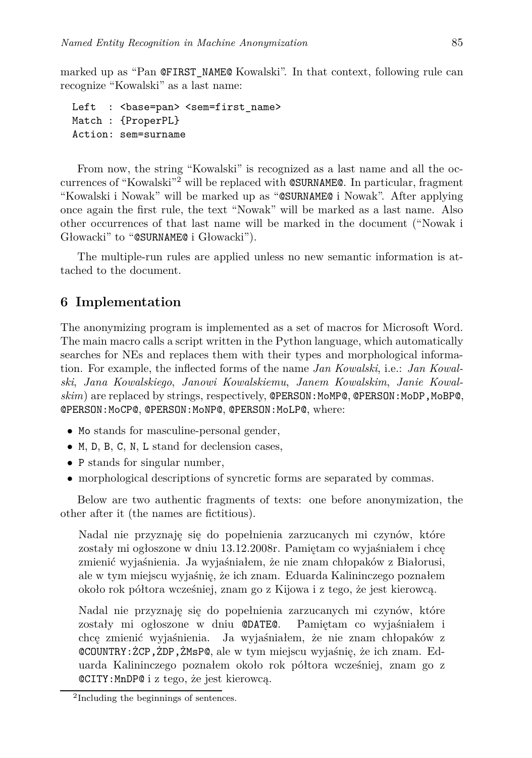marked up as "Pan `@FIRST_NAME@` Kowalski". In that context, following rule can recognize "Kowalski" as a last name:

```
Left  : <base=pan> <sem=first_name>
Match : {ProperPL}
Action: sem=surname
```

From now, the string "Kowalski" is recognized as a last name and all the occurrences of "Kowalski"[2] will be replaced with `@SURNAME@`. In particular, fragment "Kowalski i Nowak" will be marked up as "`@SURNAME@` i Nowak". After applying once again the first rule, the text "Nowak" will be marked as a last name. Also other occurrences of that last name will be marked in the document ("Nowak i Głowacki" to "`@SURNAME@` i Głowacki").

The multiple-run rules are applied unless no new semantic information is attached to the document.

## 6 Implementation

The anonymizing program is implemented as a set of macros for Microsoft Word. The main macro calls a script written in the Python language, which automatically searches for NEs and replaces them with their types and morphological information. For example, the inflected forms of the name *Jan Kowalski*, i.e.: *Jan Kowalski*, *Jana Kowalskiego*, *Janowi Kowalskiemu*, *Janem Kowalskim*, *Janie Kowalskim*) are replaced by strings, respectively, `@PERSON:MoMP@`, `@PERSON:MoDP,MoBP@`, `@PERSON:MoCP@`, `@PERSON:MoNP@`, `@PERSON:MoLP@`, where:

- `Mo` stands for masculine-personal gender,
- `M`, `D`, `B`, `C`, `N`, `L` stand for declension cases,
- `P` stands for singular number,
- morphological descriptions of syncretic forms are separated by commas.

Below are two authentic fragments of texts: one before anonymization, the other after it (the names are fictitious).

> Nadal nie przyznaję się do popełnienia zarzucanych mi czynów, które zostały mi ogłoszone w dniu 13.12.2008r. Pamiętam co wyjaśniałem i chcę zmienić wyjaśnienia. Ja wyjaśniałem, że nie znam chłopaków z Białorusi, ale w tym miejscu wyjaśnię, że ich znam. Eduarda Kalininczego poznałem około rok półtora wcześniej, znam go z Kijowa i z tego, że jest kierowcą.

> Nadal nie przyznaję się do popełnienia zarzucanych mi czynów, które zostały mi ogłoszone w dniu `@DATE@`. Pamiętam co wyjaśniałem i chcę zmienić wyjaśnienia. Ja wyjaśniałem, że nie znam chłopaków z `@COUNTRY:ŻCP,ŻDP,ŻMsP@`, ale w tym miejscu wyjaśnię, że ich znam. Eduarda Kalininczego poznałem około rok półtora wcześniej, znam go z `@CITY:MnDP@` i z tego, że jest kierowcą.

[2] Including the beginnings of sentences.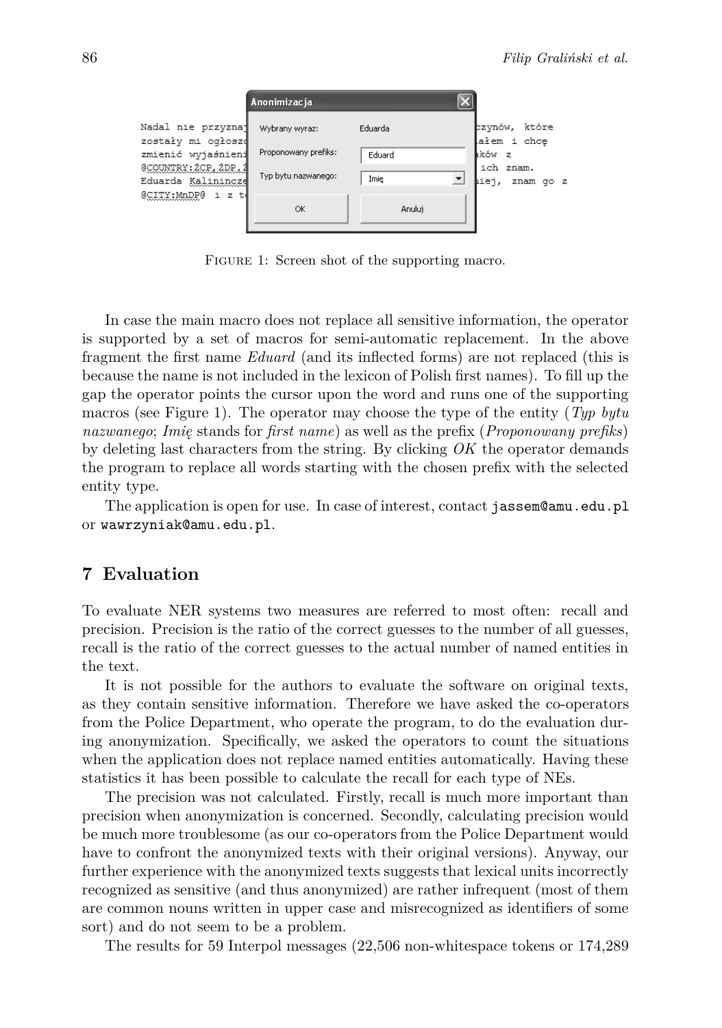Figure 1: Screen shot of the supporting macro.

In case the main macro does not replace all sensitive information, the operator is supported by a set of macros for semi-automatic replacement. In the above fragment the first name *Eduard* (and its inflected forms) are not replaced (this is because the name is not included in the lexicon of Polish first names). To fill up the gap the operator points the cursor upon the word and runs one of the supporting macros (see Figure 1). The operator may choose the type of the entity (*Typ bytu nazwanego*; *Imię* stands for *first name*) as well as the prefix (*Proponowany prefiks*) by deleting last characters from the string. By clicking *OK* the operator demands the program to replace all words starting with the chosen prefix with the selected entity type.

The application is open for use. In case of interest, contact `jassem@amu.edu.pl` or `wawrzyniak@amu.edu.pl`.

## 7 Evaluation

To evaluate NER systems two measures are referred to most often: recall and precision. Precision is the ratio of the correct guesses to the number of all guesses, recall is the ratio of the correct guesses to the actual number of named entities in the text.

It is not possible for the authors to evaluate the software on original texts, as they contain sensitive information. Therefore we have asked the co-operators from the Police Department, who operate the program, to do the evaluation during anonymization. Specifically, we asked the operators to count the situations when the application does not replace named entities automatically. Having these statistics it has been possible to calculate the recall for each type of NEs.

The precision was not calculated. Firstly, recall is much more important than precision when anonymization is concerned. Secondly, calculating precision would be much more troublesome (as our co-operators from the Police Department would have to confront the anonymized texts with their original versions). Anyway, our further experience with the anonymized texts suggests that lexical units incorrectly recognized as sensitive (and thus anonymized) are rather infrequent (most of them are common nouns written in upper case and misrecognized as identifiers of some sort) and do not seem to be a problem.

The results for 59 Interpol messages (22,506 non-whitespace tokens or 174,289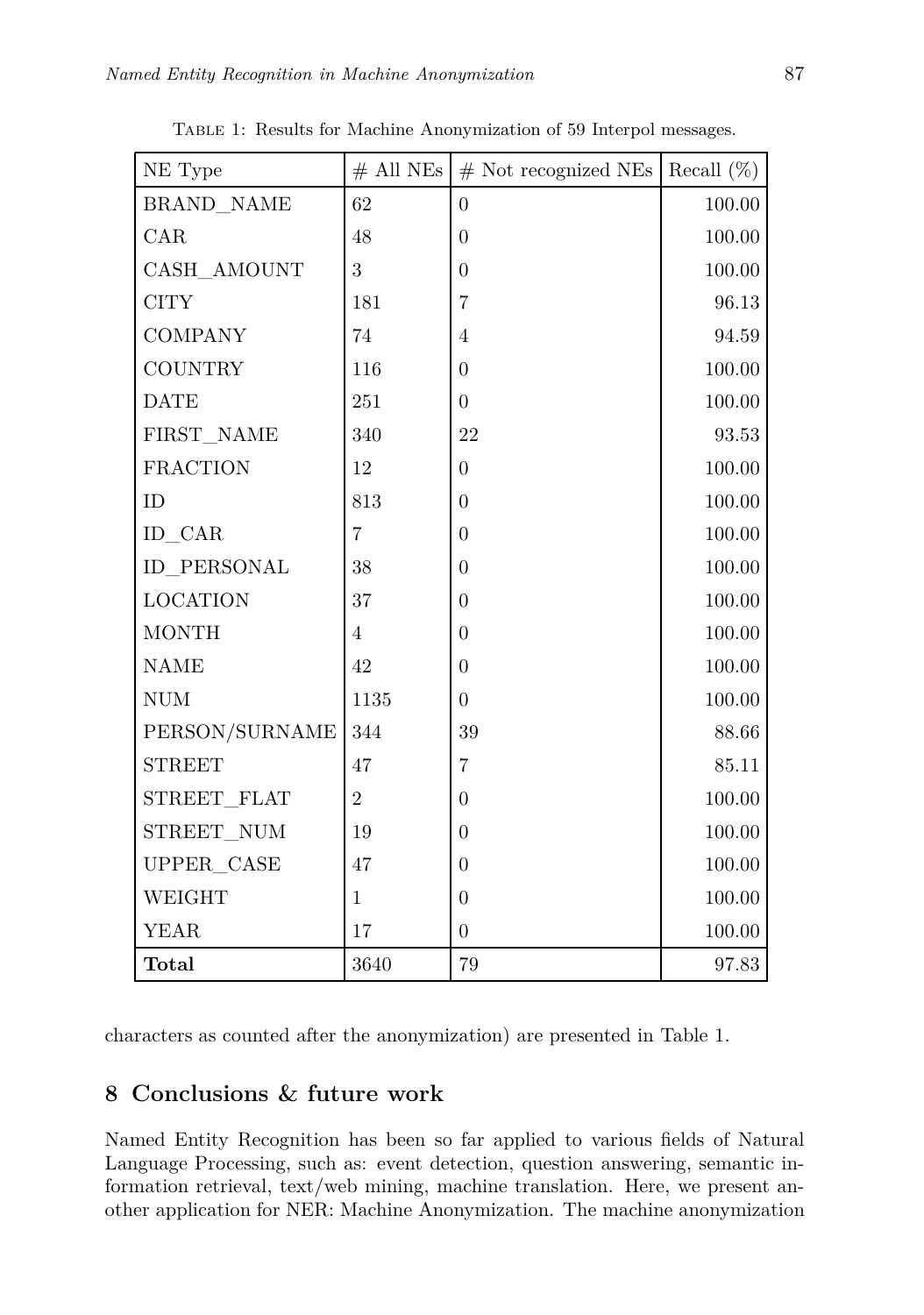Table 1: Results for Machine Anonymization of 59 Interpol messages.

| NE Type | # All NEs | # Not recognized NEs | Recall (%) |
|---|---|---|---|
| BRAND_NAME | 62 | 0 | 100.00 |
| CAR | 48 | 0 | 100.00 |
| CASH_AMOUNT | 3 | 0 | 100.00 |
| CITY | 181 | 7 | 96.13 |
| COMPANY | 74 | 4 | 94.59 |
| COUNTRY | 116 | 0 | 100.00 |
| DATE | 251 | 0 | 100.00 |
| FIRST_NAME | 340 | 22 | 93.53 |
| FRACTION | 12 | 0 | 100.00 |
| ID | 813 | 0 | 100.00 |
| ID_CAR | 7 | 0 | 100.00 |
| ID_PERSONAL | 38 | 0 | 100.00 |
| LOCATION | 37 | 0 | 100.00 |
| MONTH | 4 | 0 | 100.00 |
| NAME | 42 | 0 | 100.00 |
| NUM | 1135 | 0 | 100.00 |
| PERSON/SURNAME | 344 | 39 | 88.66 |
| STREET | 47 | 7 | 85.11 |
| STREET_FLAT | 2 | 0 | 100.00 |
| STREET_NUM | 19 | 0 | 100.00 |
| UPPER_CASE | 47 | 0 | 100.00 |
| WEIGHT | 1 | 0 | 100.00 |
| YEAR | 17 | 0 | 100.00 |
| **Total** | 3640 | 79 | 97.83 |

characters as counted after the anonymization) are presented in Table 1.

## 8 Conclusions & future work

Named Entity Recognition has been so far applied to various fields of Natural Language Processing, such as: event detection, question answering, semantic information retrieval, text/web mining, machine translation. Here, we present another application for NER: Machine Anonymization. The machine anonymization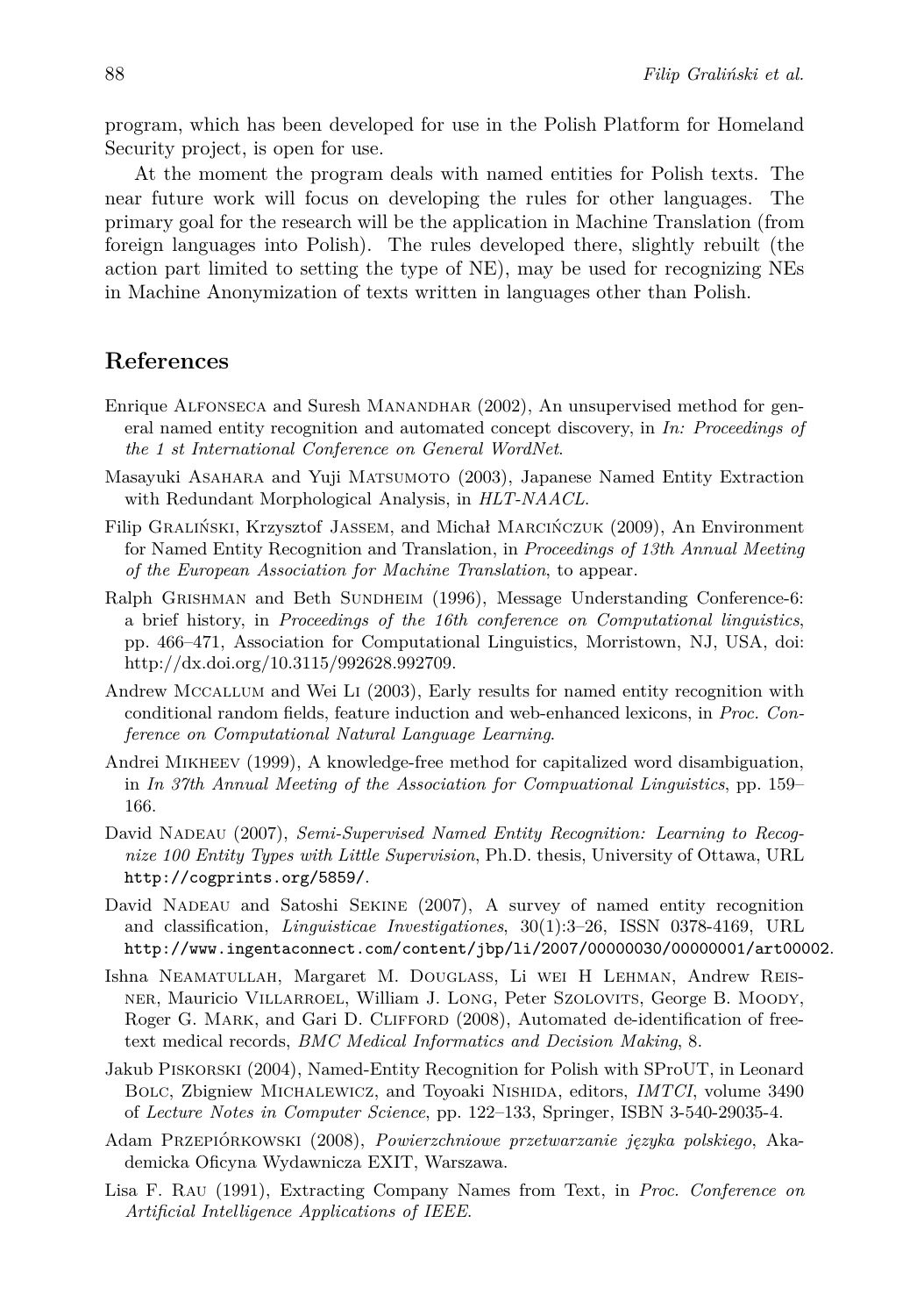program, which has been developed for use in the Polish Platform for Homeland Security project, is open for use.

At the moment the program deals with named entities for Polish texts. The near future work will focus on developing the rules for other languages. The primary goal for the research will be the application in Machine Translation (from foreign languages into Polish). The rules developed there, slightly rebuilt (the action part limited to setting the type of NE), may be used for recognizing NEs in Machine Anonymization of texts written in languages other than Polish.

## References

Enrique Alfonseca and Suresh Manandhar (2002), An unsupervised method for general named entity recognition and automated concept discovery, in *In: Proceedings of the 1 st International Conference on General WordNet*.

Masayuki Asahara and Yuji Matsumoto (2003), Japanese Named Entity Extraction with Redundant Morphological Analysis, in *HLT-NAACL*.

Filip Graliński, Krzysztof Jassem, and Michał Marcińczuk (2009), An Environment for Named Entity Recognition and Translation, in *Proceedings of 13th Annual Meeting of the European Association for Machine Translation*, to appear.

Ralph Grishman and Beth Sundheim (1996), Message Understanding Conference-6: a brief history, in *Proceedings of the 16th conference on Computational linguistics*, pp. 466–471, Association for Computational Linguistics, Morristown, NJ, USA, doi: http://dx.doi.org/10.3115/992628.992709.

Andrew Mccallum and Wei Li (2003), Early results for named entity recognition with conditional random fields, feature induction and web-enhanced lexicons, in *Proc. Conference on Computational Natural Language Learning*.

Andrei Mikheev (1999), A knowledge-free method for capitalized word disambiguation, in *In 37th Annual Meeting of the Association for Compuational Linguistics*, pp. 159–166.

David Nadeau (2007), *Semi-Supervised Named Entity Recognition: Learning to Recognize 100 Entity Types with Little Supervision*, Ph.D. thesis, University of Ottawa, URL `http://cogprints.org/5859/`.

David Nadeau and Satoshi Sekine (2007), A survey of named entity recognition and classification, *Linguisticae Investigationes*, 30(1):3–26, ISSN 0378-4169, URL `http://www.ingentaconnect.com/content/jbp/li/2007/00000030/00000001/art00002`.

Ishna Neamatullah, Margaret M. Douglass, Li wei H Lehman, Andrew Reisner, Mauricio Villarroel, William J. Long, Peter Szolovits, George B. Moody, Roger G. Mark, and Gari D. Clifford (2008), Automated de-identification of free-text medical records, *BMC Medical Informatics and Decision Making*, 8.

Jakub Piskorski (2004), Named-Entity Recognition for Polish with SProUT, in Leonard Bolc, Zbigniew Michalewicz, and Toyoaki Nishida, editors, *IMTCI*, volume 3490 of *Lecture Notes in Computer Science*, pp. 122–133, Springer, ISBN 3-540-29035-4.

Adam Przepiórkowski (2008), *Powierzchniowe przetwarzanie języka polskiego*, Akademicka Oficyna Wydawnicza EXIT, Warszawa.

Lisa F. Rau (1991), Extracting Company Names from Text, in *Proc. Conference on Artificial Intelligence Applications of IEEE*.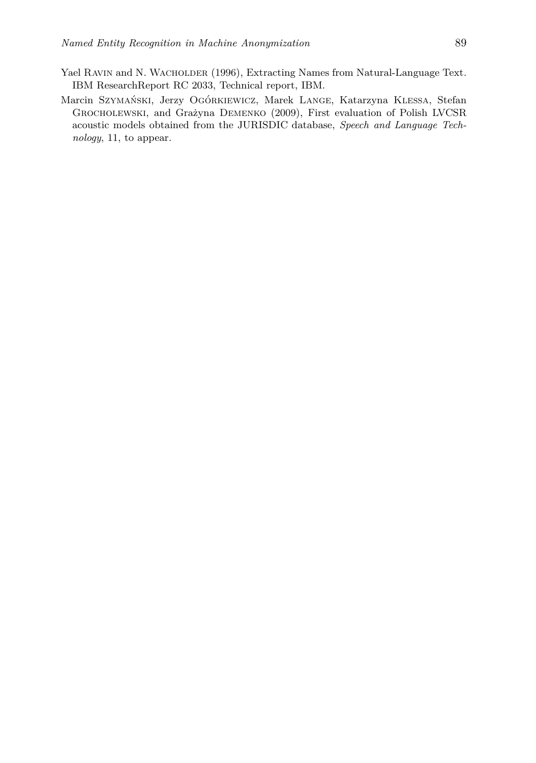Yael Ravin and N. Wacholder (1996), Extracting Names from Natural-Language Text. IBM ResearchReport RC 2033, Technical report, IBM.

Marcin Szymański, Jerzy Ogórkiewicz, Marek Lange, Katarzyna Klessa, Stefan Grocholewski, and Grażyna Demenko (2009), First evaluation of Polish LVCSR acoustic models obtained from the JURISDIC database, *Speech and Language Technology*, 11, to appear.